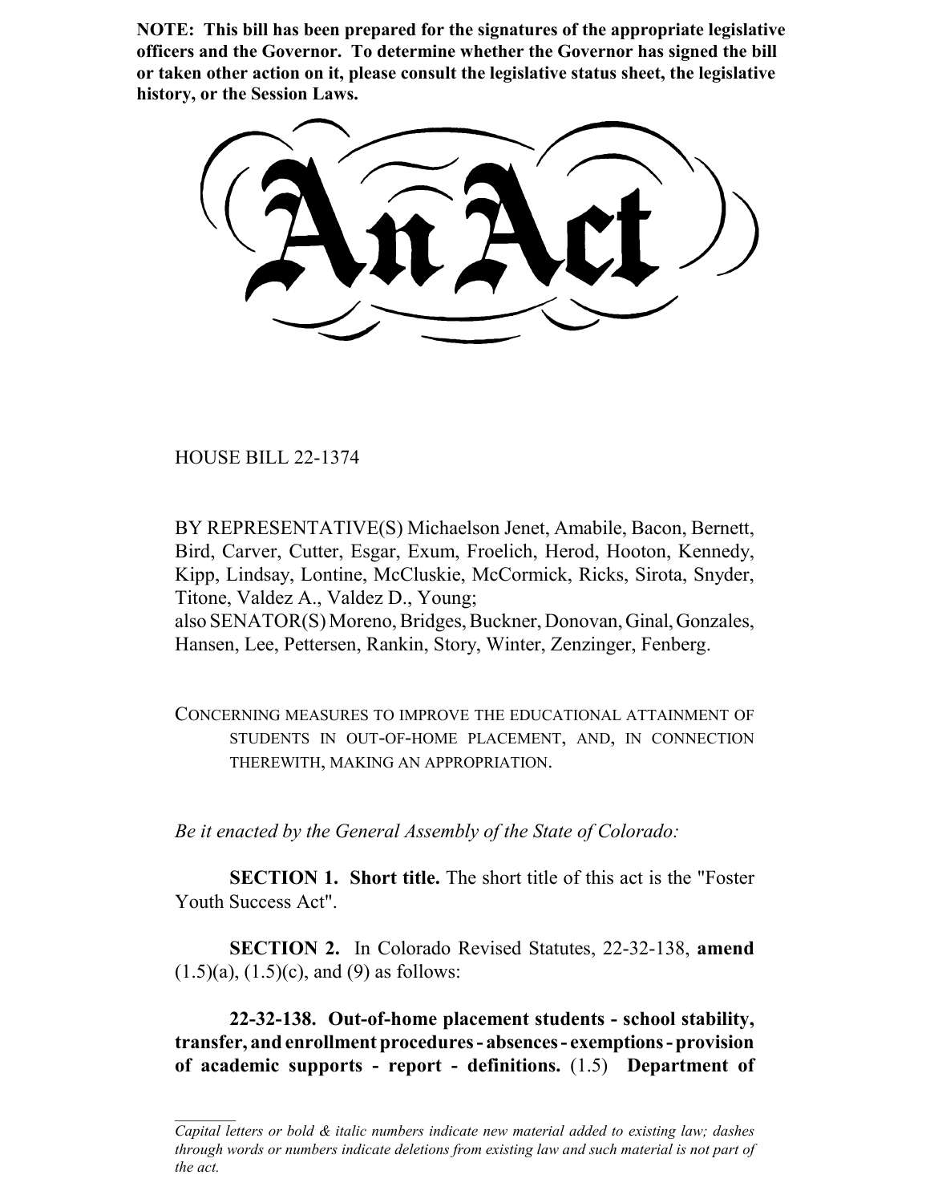**NOTE: This bill has been prepared for the signatures of the appropriate legislative officers and the Governor. To determine whether the Governor has signed the bill or taken other action on it, please consult the legislative status sheet, the legislative history, or the Session Laws.**

# An Act

HOUSE BILL 22-1374

BY REPRESENTATIVE(S) Michaelson Jenet, Amabile, Bacon, Bernett, Bird, Carver, Cutter, Esgar, Exum, Froelich, Herod, Hooton, Kennedy, Kipp, Lindsay, Lontine, McCluskie, McCormick, Ricks, Sirota, Snyder, Titone, Valdez A., Valdez D., Young;
also SENATOR(S) Moreno, Bridges, Buckner, Donovan, Ginal, Gonzales, Hansen, Lee, Pettersen, Rankin, Story, Winter, Zenzinger, Fenberg.

CONCERNING MEASURES TO IMPROVE THE EDUCATIONAL ATTAINMENT OF STUDENTS IN OUT-OF-HOME PLACEMENT, AND, IN CONNECTION THEREWITH, MAKING AN APPROPRIATION.

*Be it enacted by the General Assembly of the State of Colorado:*

**SECTION 1. Short title.** The short title of this act is the "Foster Youth Success Act".

**SECTION 2.** In Colorado Revised Statutes, 22-32-138, **amend** (1.5)(a), (1.5)(c), and (9) as follows:

**22-32-138. Out-of-home placement students - school stability, transfer, and enrollment procedures - absences - exemptions - provision of academic supports - report - definitions.** (1.5) **Department of**

---

*Capital letters or bold & italic numbers indicate new material added to existing law; dashes through words or numbers indicate deletions from existing law and such material is not part of the act.*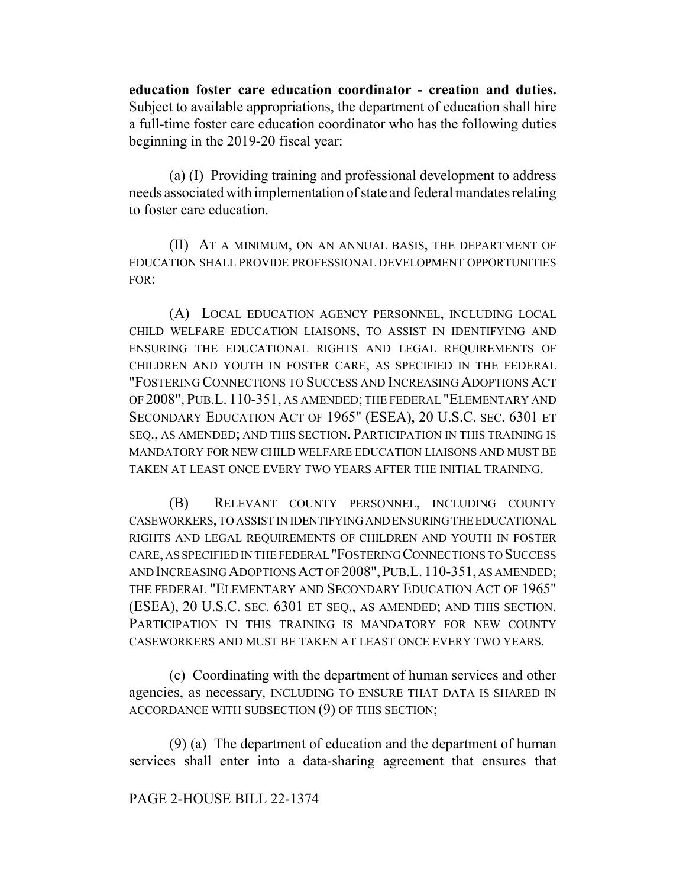**education foster care education coordinator - creation and duties.** Subject to available appropriations, the department of education shall hire a full-time foster care education coordinator who has the following duties beginning in the 2019-20 fiscal year:

(a) (I) Providing training and professional development to address needs associated with implementation of state and federal mandates relating to foster care education.

(II) AT A MINIMUM, ON AN ANNUAL BASIS, THE DEPARTMENT OF EDUCATION SHALL PROVIDE PROFESSIONAL DEVELOPMENT OPPORTUNITIES FOR:

(A) LOCAL EDUCATION AGENCY PERSONNEL, INCLUDING LOCAL CHILD WELFARE EDUCATION LIAISONS, TO ASSIST IN IDENTIFYING AND ENSURING THE EDUCATIONAL RIGHTS AND LEGAL REQUIREMENTS OF CHILDREN AND YOUTH IN FOSTER CARE, AS SPECIFIED IN THE FEDERAL "FOSTERING CONNECTIONS TO SUCCESS AND INCREASING ADOPTIONS ACT OF 2008", PUB.L. 110-351, AS AMENDED; THE FEDERAL "ELEMENTARY AND SECONDARY EDUCATION ACT OF 1965" (ESEA), 20 U.S.C. SEC. 6301 ET SEQ., AS AMENDED; AND THIS SECTION. PARTICIPATION IN THIS TRAINING IS MANDATORY FOR NEW CHILD WELFARE EDUCATION LIAISONS AND MUST BE TAKEN AT LEAST ONCE EVERY TWO YEARS AFTER THE INITIAL TRAINING.

(B) RELEVANT COUNTY PERSONNEL, INCLUDING COUNTY CASEWORKERS, TO ASSIST IN IDENTIFYING AND ENSURING THE EDUCATIONAL RIGHTS AND LEGAL REQUIREMENTS OF CHILDREN AND YOUTH IN FOSTER CARE, AS SPECIFIED IN THE FEDERAL "FOSTERING CONNECTIONS TO SUCCESS AND INCREASING ADOPTIONS ACT OF 2008", PUB.L. 110-351, AS AMENDED; THE FEDERAL "ELEMENTARY AND SECONDARY EDUCATION ACT OF 1965" (ESEA), 20 U.S.C. SEC. 6301 ET SEQ., AS AMENDED; AND THIS SECTION. PARTICIPATION IN THIS TRAINING IS MANDATORY FOR NEW COUNTY CASEWORKERS AND MUST BE TAKEN AT LEAST ONCE EVERY TWO YEARS.

(c) Coordinating with the department of human services and other agencies, as necessary, INCLUDING TO ENSURE THAT DATA IS SHARED IN ACCORDANCE WITH SUBSECTION (9) OF THIS SECTION;

(9) (a) The department of education and the department of human services shall enter into a data-sharing agreement that ensures that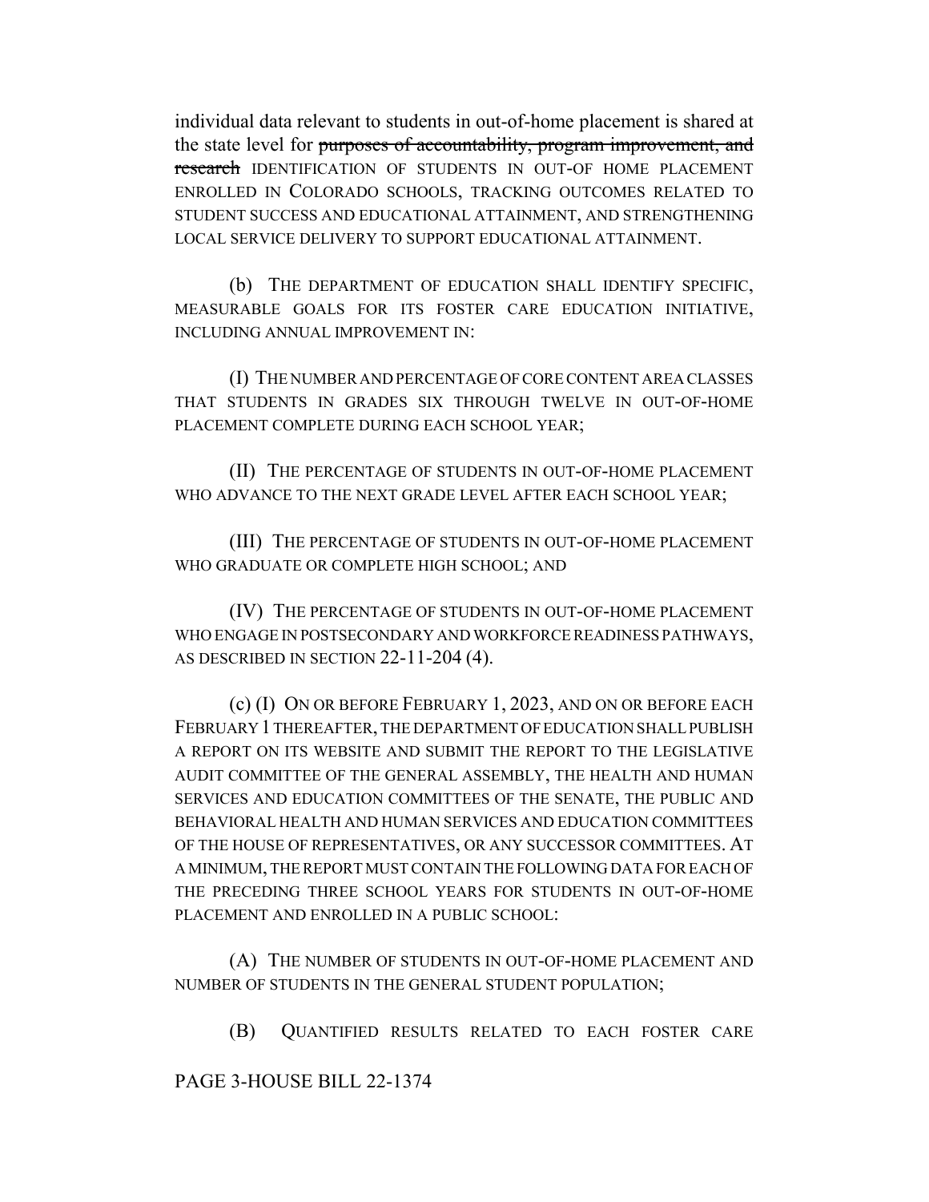individual data relevant to students in out-of-home placement is shared at the state level for ~~purposes of accountability, program improvement, and research~~ IDENTIFICATION OF STUDENTS IN OUT-OF HOME PLACEMENT ENROLLED IN COLORADO SCHOOLS, TRACKING OUTCOMES RELATED TO STUDENT SUCCESS AND EDUCATIONAL ATTAINMENT, AND STRENGTHENING LOCAL SERVICE DELIVERY TO SUPPORT EDUCATIONAL ATTAINMENT.

(b) THE DEPARTMENT OF EDUCATION SHALL IDENTIFY SPECIFIC, MEASURABLE GOALS FOR ITS FOSTER CARE EDUCATION INITIATIVE, INCLUDING ANNUAL IMPROVEMENT IN:

(I) THE NUMBER AND PERCENTAGE OF CORE CONTENT AREA CLASSES THAT STUDENTS IN GRADES SIX THROUGH TWELVE IN OUT-OF-HOME PLACEMENT COMPLETE DURING EACH SCHOOL YEAR;

(II) THE PERCENTAGE OF STUDENTS IN OUT-OF-HOME PLACEMENT WHO ADVANCE TO THE NEXT GRADE LEVEL AFTER EACH SCHOOL YEAR;

(III) THE PERCENTAGE OF STUDENTS IN OUT-OF-HOME PLACEMENT WHO GRADUATE OR COMPLETE HIGH SCHOOL; AND

(IV) THE PERCENTAGE OF STUDENTS IN OUT-OF-HOME PLACEMENT WHO ENGAGE IN POSTSECONDARY AND WORKFORCE READINESS PATHWAYS, AS DESCRIBED IN SECTION 22-11-204 (4).

(c) (I) ON OR BEFORE FEBRUARY 1, 2023, AND ON OR BEFORE EACH FEBRUARY 1 THEREAFTER, THE DEPARTMENT OF EDUCATION SHALL PUBLISH A REPORT ON ITS WEBSITE AND SUBMIT THE REPORT TO THE LEGISLATIVE AUDIT COMMITTEE OF THE GENERAL ASSEMBLY, THE HEALTH AND HUMAN SERVICES AND EDUCATION COMMITTEES OF THE SENATE, THE PUBLIC AND BEHAVIORAL HEALTH AND HUMAN SERVICES AND EDUCATION COMMITTEES OF THE HOUSE OF REPRESENTATIVES, OR ANY SUCCESSOR COMMITTEES. AT A MINIMUM, THE REPORT MUST CONTAIN THE FOLLOWING DATA FOR EACH OF THE PRECEDING THREE SCHOOL YEARS FOR STUDENTS IN OUT-OF-HOME PLACEMENT AND ENROLLED IN A PUBLIC SCHOOL:

(A) THE NUMBER OF STUDENTS IN OUT-OF-HOME PLACEMENT AND NUMBER OF STUDENTS IN THE GENERAL STUDENT POPULATION;

(B) QUANTIFIED RESULTS RELATED TO EACH FOSTER CARE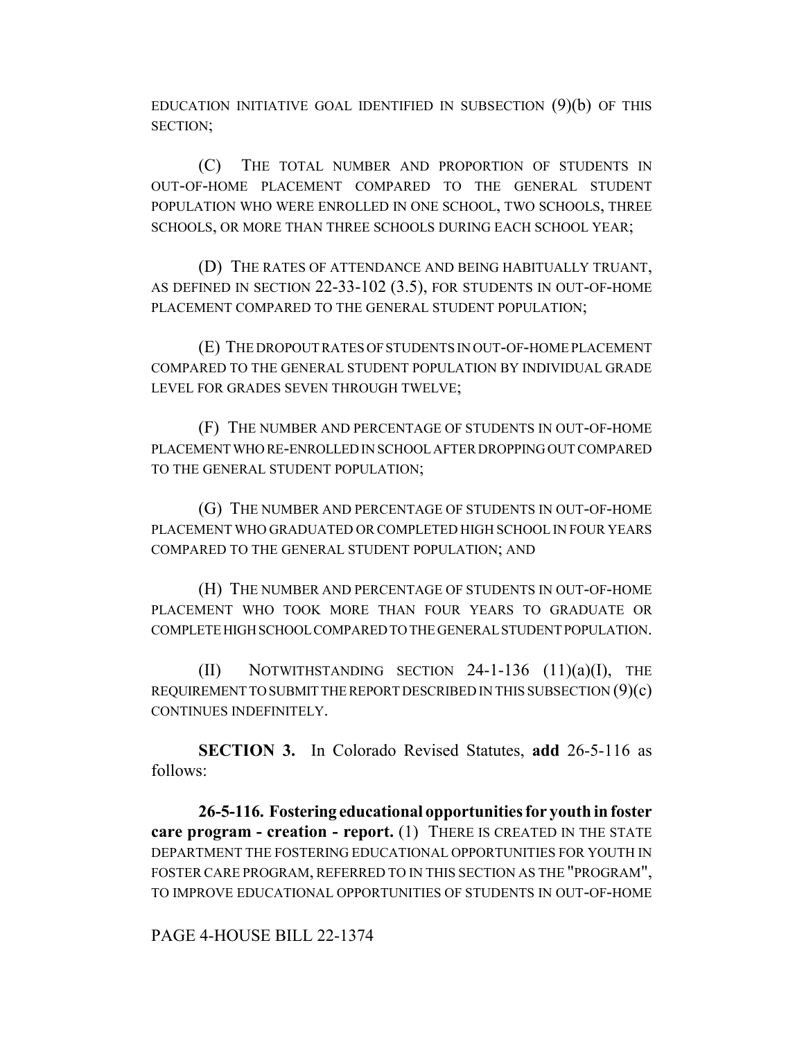EDUCATION INITIATIVE GOAL IDENTIFIED IN SUBSECTION (9)(b) OF THIS SECTION;

(C) THE TOTAL NUMBER AND PROPORTION OF STUDENTS IN OUT-OF-HOME PLACEMENT COMPARED TO THE GENERAL STUDENT POPULATION WHO WERE ENROLLED IN ONE SCHOOL, TWO SCHOOLS, THREE SCHOOLS, OR MORE THAN THREE SCHOOLS DURING EACH SCHOOL YEAR;

(D) THE RATES OF ATTENDANCE AND BEING HABITUALLY TRUANT, AS DEFINED IN SECTION 22-33-102 (3.5), FOR STUDENTS IN OUT-OF-HOME PLACEMENT COMPARED TO THE GENERAL STUDENT POPULATION;

(E) THE DROPOUT RATES OF STUDENTS IN OUT-OF-HOME PLACEMENT COMPARED TO THE GENERAL STUDENT POPULATION BY INDIVIDUAL GRADE LEVEL FOR GRADES SEVEN THROUGH TWELVE;

(F) THE NUMBER AND PERCENTAGE OF STUDENTS IN OUT-OF-HOME PLACEMENT WHO RE-ENROLLED IN SCHOOL AFTER DROPPING OUT COMPARED TO THE GENERAL STUDENT POPULATION;

(G) THE NUMBER AND PERCENTAGE OF STUDENTS IN OUT-OF-HOME PLACEMENT WHO GRADUATED OR COMPLETED HIGH SCHOOL IN FOUR YEARS COMPARED TO THE GENERAL STUDENT POPULATION; AND

(H) THE NUMBER AND PERCENTAGE OF STUDENTS IN OUT-OF-HOME PLACEMENT WHO TOOK MORE THAN FOUR YEARS TO GRADUATE OR COMPLETE HIGH SCHOOL COMPARED TO THE GENERAL STUDENT POPULATION.

(II) NOTWITHSTANDING SECTION 24-1-136 (11)(a)(I), THE REQUIREMENT TO SUBMIT THE REPORT DESCRIBED IN THIS SUBSECTION (9)(c) CONTINUES INDEFINITELY.

**SECTION 3.** In Colorado Revised Statutes, **add** 26-5-116 as follows:

**26-5-116. Fostering educational opportunities for youth in foster care program - creation - report.** (1) THERE IS CREATED IN THE STATE DEPARTMENT THE FOSTERING EDUCATIONAL OPPORTUNITIES FOR YOUTH IN FOSTER CARE PROGRAM, REFERRED TO IN THIS SECTION AS THE "PROGRAM", TO IMPROVE EDUCATIONAL OPPORTUNITIES OF STUDENTS IN OUT-OF-HOME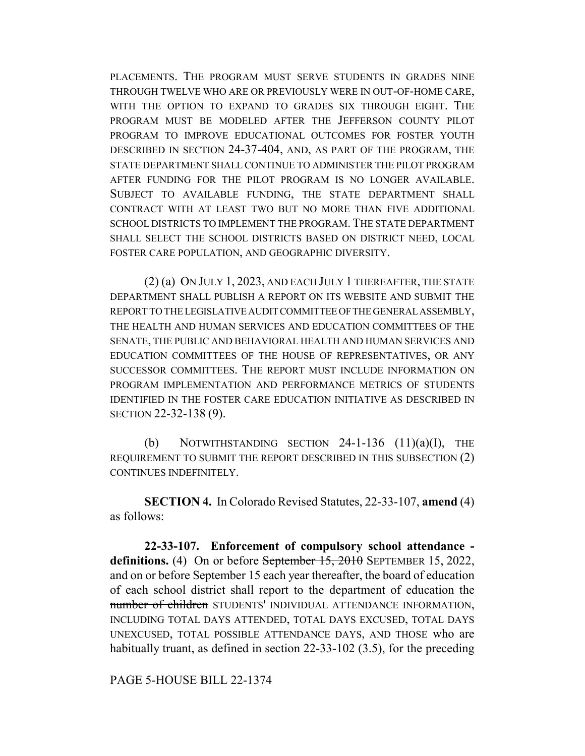PLACEMENTS. THE PROGRAM MUST SERVE STUDENTS IN GRADES NINE THROUGH TWELVE WHO ARE OR PREVIOUSLY WERE IN OUT-OF-HOME CARE, WITH THE OPTION TO EXPAND TO GRADES SIX THROUGH EIGHT. THE PROGRAM MUST BE MODELED AFTER THE JEFFERSON COUNTY PILOT PROGRAM TO IMPROVE EDUCATIONAL OUTCOMES FOR FOSTER YOUTH DESCRIBED IN SECTION 24-37-404, AND, AS PART OF THE PROGRAM, THE STATE DEPARTMENT SHALL CONTINUE TO ADMINISTER THE PILOT PROGRAM AFTER FUNDING FOR THE PILOT PROGRAM IS NO LONGER AVAILABLE. SUBJECT TO AVAILABLE FUNDING, THE STATE DEPARTMENT SHALL CONTRACT WITH AT LEAST TWO BUT NO MORE THAN FIVE ADDITIONAL SCHOOL DISTRICTS TO IMPLEMENT THE PROGRAM. THE STATE DEPARTMENT SHALL SELECT THE SCHOOL DISTRICTS BASED ON DISTRICT NEED, LOCAL FOSTER CARE POPULATION, AND GEOGRAPHIC DIVERSITY.

(2) (a) ON JULY 1, 2023, AND EACH JULY 1 THEREAFTER, THE STATE DEPARTMENT SHALL PUBLISH A REPORT ON ITS WEBSITE AND SUBMIT THE REPORT TO THE LEGISLATIVE AUDIT COMMITTEE OF THE GENERAL ASSEMBLY, THE HEALTH AND HUMAN SERVICES AND EDUCATION COMMITTEES OF THE SENATE, THE PUBLIC AND BEHAVIORAL HEALTH AND HUMAN SERVICES AND EDUCATION COMMITTEES OF THE HOUSE OF REPRESENTATIVES, OR ANY SUCCESSOR COMMITTEES. THE REPORT MUST INCLUDE INFORMATION ON PROGRAM IMPLEMENTATION AND PERFORMANCE METRICS OF STUDENTS IDENTIFIED IN THE FOSTER CARE EDUCATION INITIATIVE AS DESCRIBED IN SECTION 22-32-138 (9).

(b) NOTWITHSTANDING SECTION 24-1-136 (11)(a)(I), THE REQUIREMENT TO SUBMIT THE REPORT DESCRIBED IN THIS SUBSECTION (2) CONTINUES INDEFINITELY.

**SECTION 4.** In Colorado Revised Statutes, 22-33-107, **amend** (4) as follows:

**22-33-107. Enforcement of compulsory school attendance - definitions.** (4) On or before ~~September 15, 2010~~ SEPTEMBER 15, 2022, and on or before September 15 each year thereafter, the board of education of each school district shall report to the department of education the ~~number of children~~ STUDENTS' INDIVIDUAL ATTENDANCE INFORMATION, INCLUDING TOTAL DAYS ATTENDED, TOTAL DAYS EXCUSED, TOTAL DAYS UNEXCUSED, TOTAL POSSIBLE ATTENDANCE DAYS, AND THOSE who are habitually truant, as defined in section 22-33-102 (3.5), for the preceding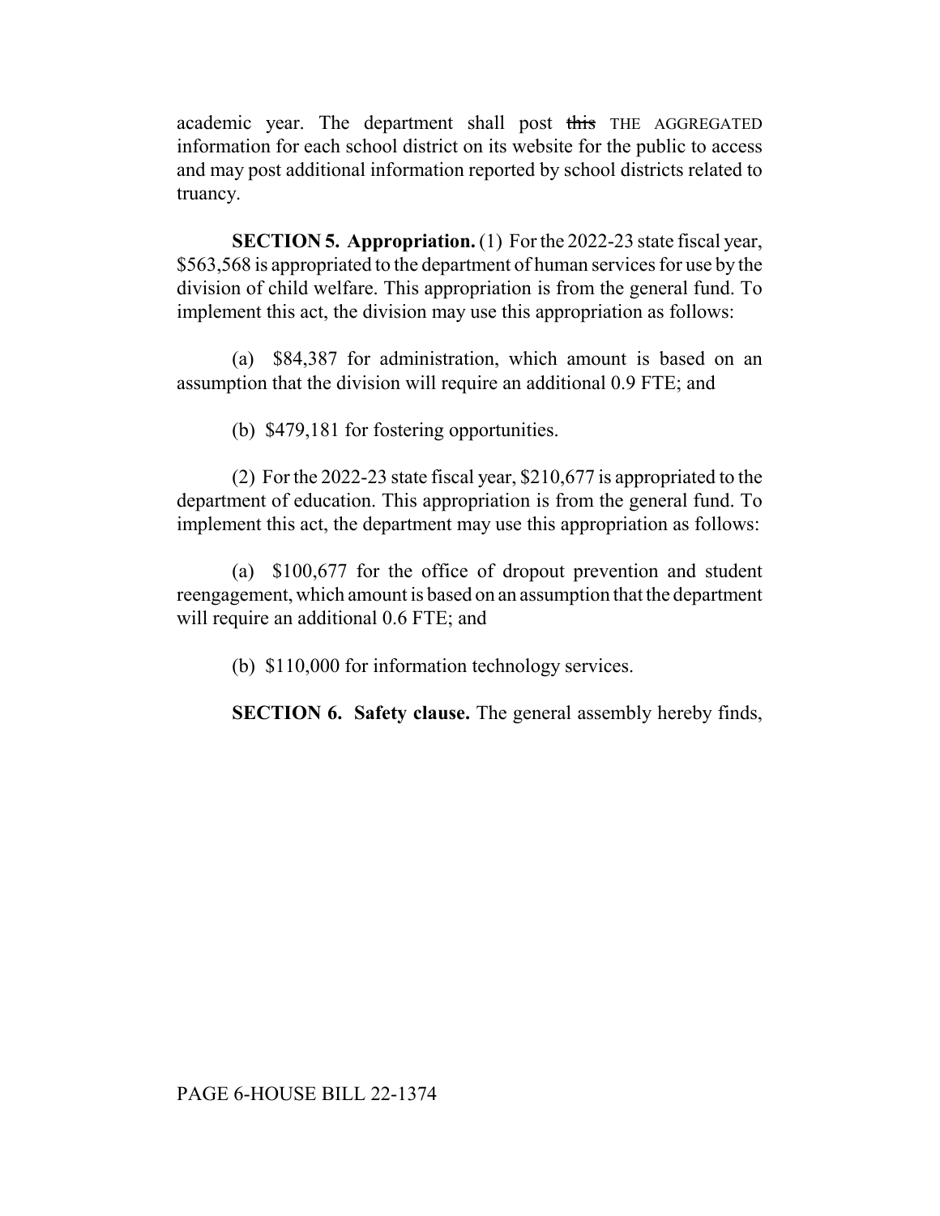academic year. The department shall post ~~this~~ THE AGGREGATED information for each school district on its website for the public to access and may post additional information reported by school districts related to truancy.

**SECTION 5. Appropriation.** (1) For the 2022-23 state fiscal year, $563,568 is appropriated to the department of human services for use by the division of child welfare. This appropriation is from the general fund. To implement this act, the division may use this appropriation as follows:

(a) $84,387 for administration, which amount is based on an assumption that the division will require an additional 0.9 FTE; and

(b) $479,181 for fostering opportunities.

(2) For the 2022-23 state fiscal year, $210,677 is appropriated to the department of education. This appropriation is from the general fund. To implement this act, the department may use this appropriation as follows:

(a) $100,677 for the office of dropout prevention and student reengagement, which amount is based on an assumption that the department will require an additional 0.6 FTE; and

(b) $110,000 for information technology services.

**SECTION 6. Safety clause.** The general assembly hereby finds,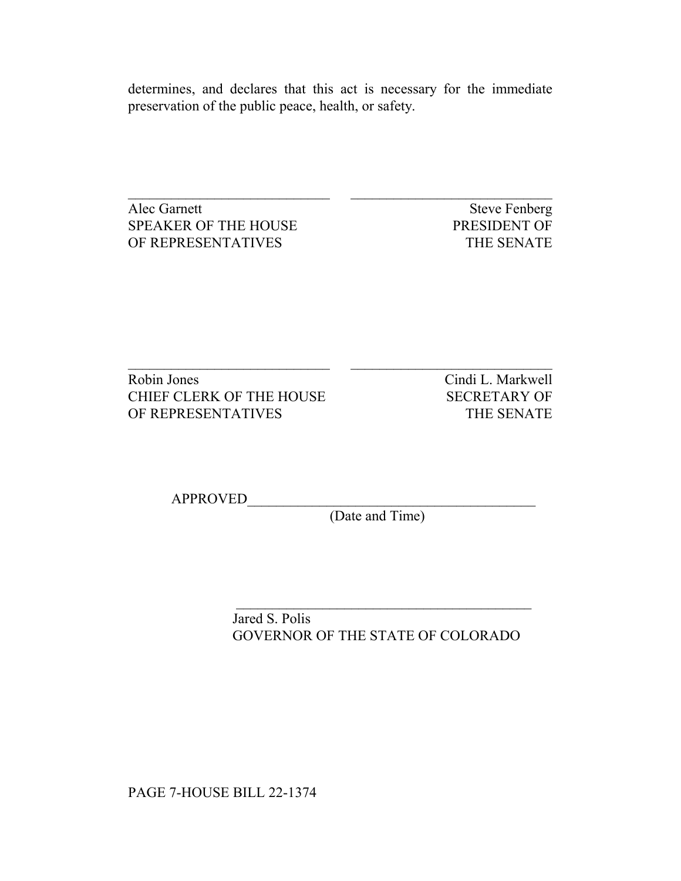determines, and declares that this act is necessary for the immediate preservation of the public peace, health, or safety.

\_\_\_\_\_\_\_\_\_\_\_\_\_\_\_\_\_\_\_\_\_\_\_\_\_\_\_\_

Alec Garnett
SPEAKER OF THE HOUSE
OF REPRESENTATIVES

\_\_\_\_\_\_\_\_\_\_\_\_\_\_\_\_\_\_\_\_\_\_\_\_\_\_\_\_

Steve Fenberg
PRESIDENT OF
THE SENATE

\_\_\_\_\_\_\_\_\_\_\_\_\_\_\_\_\_\_\_\_\_\_\_\_\_\_\_\_

Robin Jones
CHIEF CLERK OF THE HOUSE
OF REPRESENTATIVES

\_\_\_\_\_\_\_\_\_\_\_\_\_\_\_\_\_\_\_\_\_\_\_\_\_\_\_\_

Cindi L. Markwell
SECRETARY OF
THE SENATE

APPROVED\_\_\_\_\_\_\_\_\_\_\_\_\_\_\_\_\_\_\_\_\_\_\_\_\_\_\_\_\_\_\_\_\_\_\_\_\_\_\_\_
(Date and Time)

\_\_\_\_\_\_\_\_\_\_\_\_\_\_\_\_\_\_\_\_\_\_\_\_\_\_\_\_\_\_\_\_\_\_\_\_\_\_\_\_

Jared S. Polis
GOVERNOR OF THE STATE OF COLORADO

PAGE 7-HOUSE BILL 22-1374